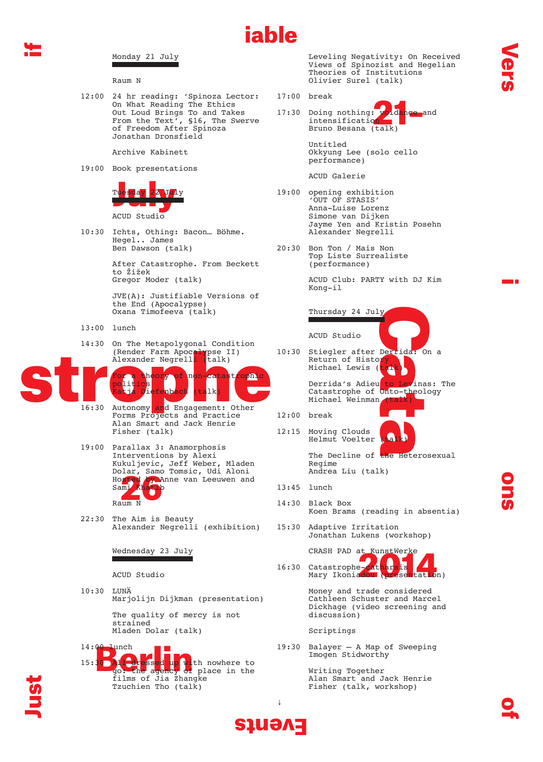# Just if iable Vers i ons of Events

## Catastrophe

## Berlin 21–26 July 2014

### Monday 21 July

Raum N

12:00 24 hr reading: 'Spinoza Lector: On What Reading The Ethics Out Loud Brings To and Takes From the Text', §16, The Swerve of Freedom After Spinoza
Jonathan Dronsfield

Archive Kabinett

19:00 Book presentations

### Tuesday 22 July

ACUD Studio

10:30 Ichts, Othing: Bacon… Böhme. Hegel.. James
Ben Dawson (talk)

After Catastrophe. From Beckett to Žižek
Gregor Moder (talk)

JVE(A): Justifiable Versions of the End (Apocalypse)
Oxana Timofeeva (talk)

13:00 lunch

14:30 On The Metapolygonal Condition (Render Farm Apocalypse II)
Alexander Negrelli (talk)

For a theory of non-catastrophic politics
Katja Diefenbach (talk)

16:30 Autonomy and Engagement: Other Forms Projects and Practice
Alan Smart and Jack Henrie Fisher (talk)

19:00 Parallax 3: Anamorphosis
Interventions by Alexi Kukuljevic, Jeff Weber, Mladen Dolar, Samo Tomsic, Udi Aloni
Hosted by Anne van Leeuwen and Sami Khatib

Raum N

22:30 The Aim is Beauty
Alexander Negrelli (exhibition)

### Wednesday 23 July

ACUD Studio

10:30 LUNÄ
Marjolijn Dijkman (presentation)

The quality of mercy is not strained
Mladen Dolar (talk)

14:00 lunch

15:30 All dressed up with nowhere to go: the agency of place in the films of Jia Zhangke
Tzuchien Tho (talk)

Leveling Negativity: On Received Views of Spinozist and Hegelian Theories of Institutions
Olivier Surel (talk)

17:00 break

17:30 Doing nothing: voidance and intensification
Bruno Besana (talk)

Untitled
Okkyung Lee (solo cello performance)

ACUD Galerie

19:00 opening exhibition 'OUT OF STASIS'
Anna-Luise Lorenz
Simone van Dijken
Jayme Yen and Kristin Posehn
Alexander Negrelli

20:30 Bon Ton / Mais Non
Top Liste Surrealiste
(performance)

ACUD Club: PARTY with DJ Kim Kong-il

### Thursday 24 July

ACUD Studio

10:30 Stiegler after Derrida: On a Return of History
Michael Lewis (talk)

Derrida's Adieu to Levinas: The Catastrophe of Onto-theology
Michael Weinman (talk)

12:00 break

12:15 Moving Clouds
Helmut Voelter (talk)

The Decline of the Heterosexual Regime
Andrea Liu (talk)

13:45 lunch

14:30 Black Box
Koen Brams (reading in absentia)

15:30 Adaptive Irritation
Jonathan Lukens (workshop)

CRASH PAD at KunstWerke

16:30 Catastrophe-catharsis
Mary Ikoniadou (presentation)

Money and trade considered
Cathleen Schuster and Marcel Dickhage (video screening and discussion)

Scriptings

19:30 Balayer — A Map of Sweeping
Imogen Stidworthy

Writing Together
Alan Smart and Jack Henrie Fisher (talk, workshop)

↓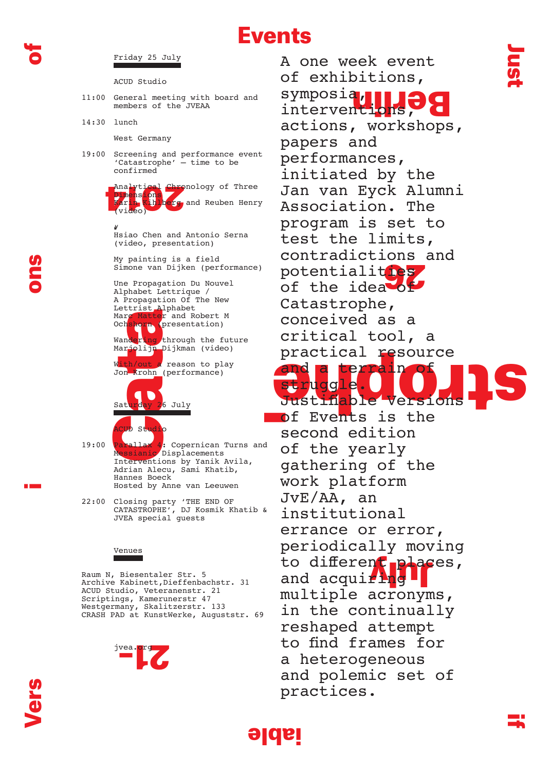# Events

Friday 25 July

ACUD Studio

11:00 General meeting with board and members of the JVEAA

14:30 lunch

West Germany

19:00 Screening and performance event 'Catastrophe' — time to be confirmed

Analytical Chronology of Three Dimensions
Karin Kihlberg and Reuben Henry (video)

∀
Hsiao Chen and Antonio Serna (video, presentation)

My painting is a field
Simone van Dijken (performance)

Une Propagation Du Nouvel Alphabet Lettrique /
A Propagation Of The New Lettrist Alphabet
Marc Matter and Robert M Ochshorn (presentation)

Wandering through the future
Marjolijn Dijkman (video)

With/out a reason to play
Jon Krohn (performance)

Saturday 26 July

ACUD Studio

19:00 Parallax 4: Copernican Turns and Messianic Displacements
Interventions by Yanik Avila, Adrian Alecu, Sami Khatib, Hannes Boeck
Hosted by Anne van Leeuwen

22:00 Closing party 'THE END OF CATASTROPHE', DJ Kosmik Khatib & JVEA special guests

Venues

Raum N, Biesentaler Str. 5
Archive Kabinett,Dieffenbachstr. 31
ACUD Studio, Veteranenstr. 21
Scriptings, Kamerunerstr 47
Westgermany, Skalitzerstr. 133
CRASH PAD at KunstWerke, Auguststr. 69

jvea.org

A one week event of exhibitions, symposia, interventions, actions, workshops, papers and performances, initiated by the Jan van Eyck Alumni Association. The program is set to test the limits, contradictions and potentialities of the idea of Catastrophe, conceived as a critical tool, a practical resource and a terrain of struggle. Justifiable Versions of Events is the second edition of the yearly gathering of the work platform JvE/AA, an institutional errance or error, periodically moving to different places, and acquiring multiple acronyms, in the continually reshaped attempt to find frames for a heterogeneous and polemic set of practices.

Just if iable Vers i ons of

Berlin 21-26 July 2014

Ca-tastrophe